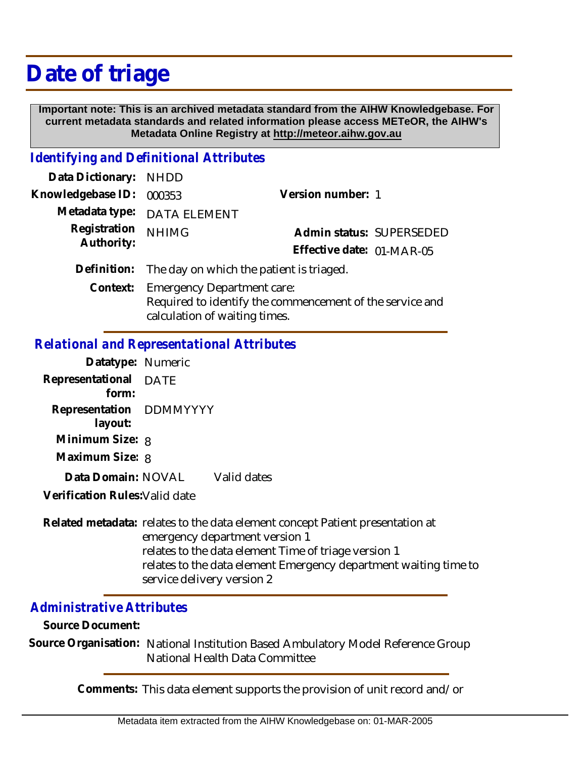# Date of triage

**Important note: This is an archived metadata standard from the AIHW Knowledgebase. For current metadata standards and related information please access METeOR, the AIHW's Metadata Online Registry at http://meteor.aihw.gov.au**

## Identifying and Definitional Attributes

**Data Dictionary:** NHDD

**Knowledgebase ID:** 000353

**Version number:** 1

**Metadata type:** DATA ELEMENT

**Registration Authority:** NHIMG

**Admin status:** SUPERSEDED

**Effective date:** 01-MAR-05

**Definition:** The day on which the patient is triaged.

**Context:** Emergency Department care:
Required to identify the commencement of the service and calculation of waiting times.

## Relational and Representational Attributes

**Datatype:** Numeric

**Representational form:** DATE

**Representation layout:** DDMMYYYY

**Minimum Size:** 8

**Maximum Size:** 8

**Data Domain:** NOVAL Valid dates

**Verification Rules:** Valid date

**Related metadata:** relates to the data element concept Patient presentation at emergency department version 1
relates to the data element Time of triage version 1
relates to the data element Emergency department waiting time to service delivery version 2

## Administrative Attributes

**Source Document:**

**Source Organisation:** National Institution Based Ambulatory Model Reference Group
National Health Data Committee

**Comments:** This data element supports the provision of unit record and/or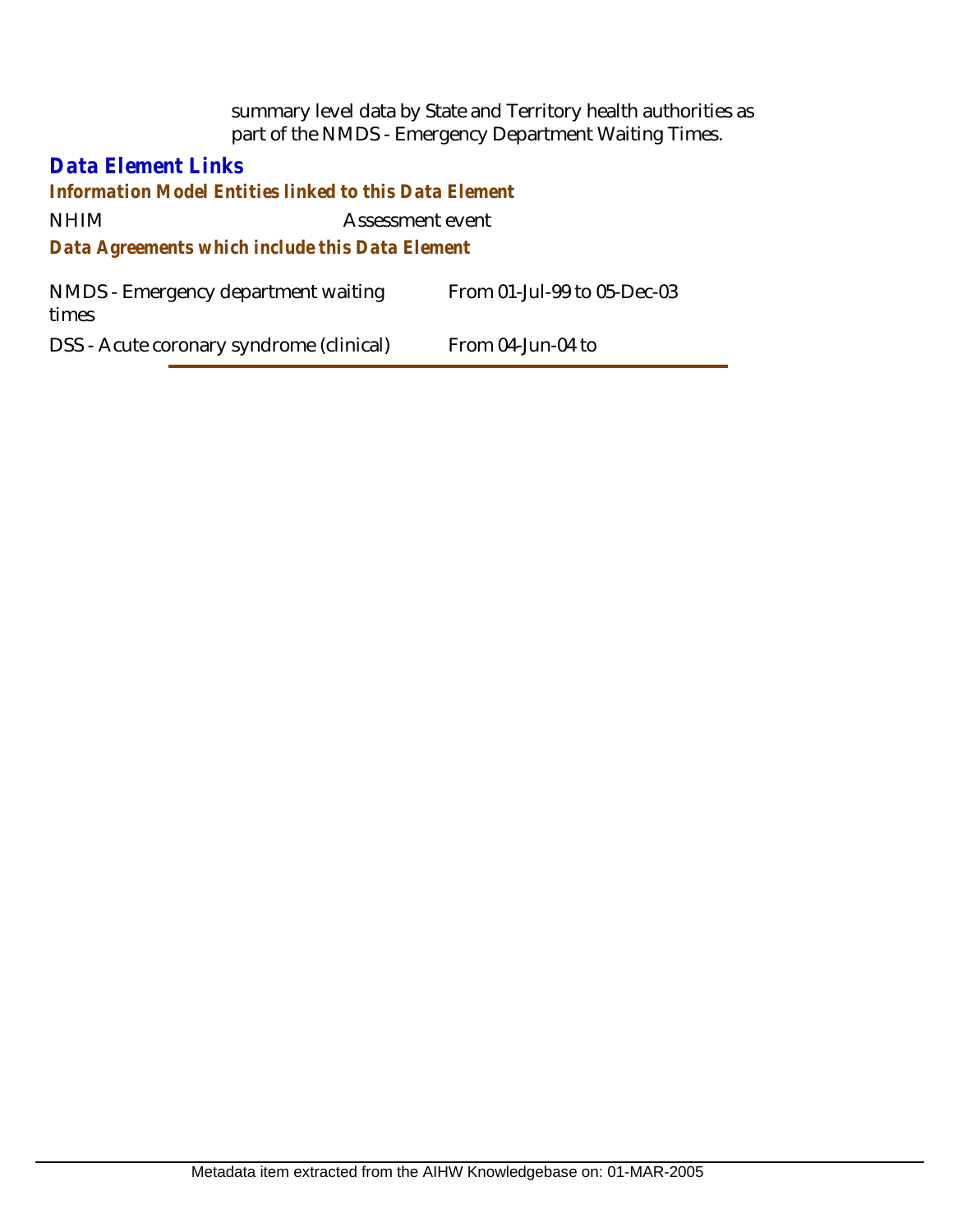summary level data by State and Territory health authorities as part of the NMDS - Emergency Department Waiting Times.

## Data Element Links

### Information Model Entities linked to this Data Element

| | |
|---|---|
| NHIM | Assessment event |

### Data Agreements which include this Data Element

| | |
|---|---|
| NMDS - Emergency department waiting times | From 01-Jul-99 to 05-Dec-03 |
| DSS - Acute coronary syndrome (clinical) | From 04-Jun-04 to |

Metadata item extracted from the AIHW Knowledgebase on: 01-MAR-2005